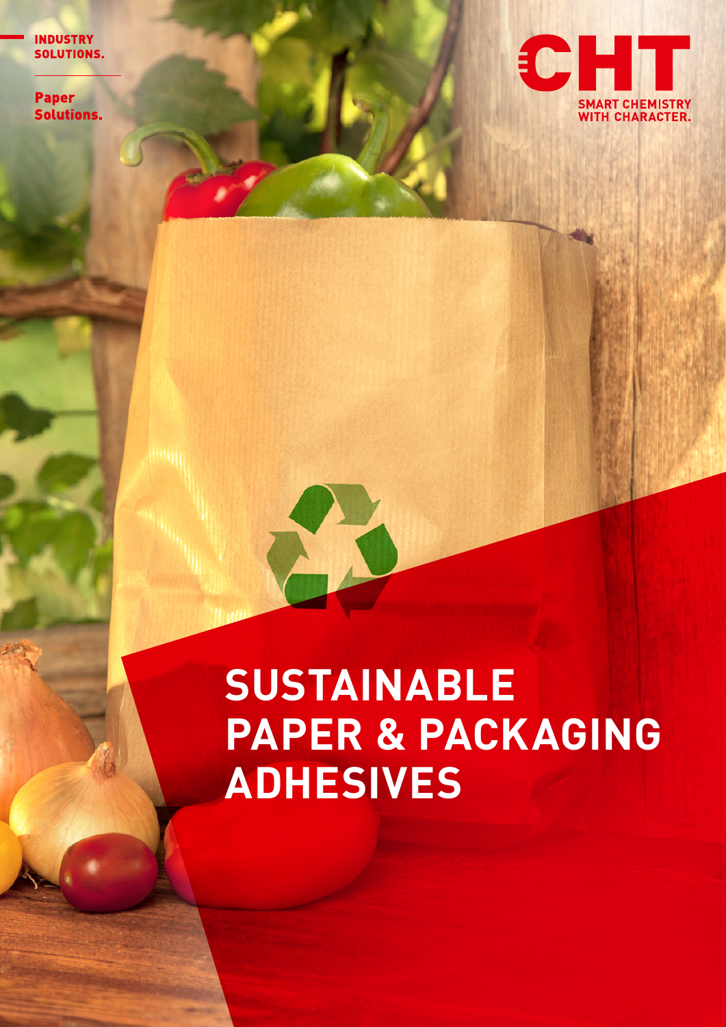INDUSTRY SOLUTIONS.

Paper Solutions.

CHT

SMART CHEMISTRY WITH CHARACTER.

# SUSTAINABLE PAPER & PACKAGING ADHESIVES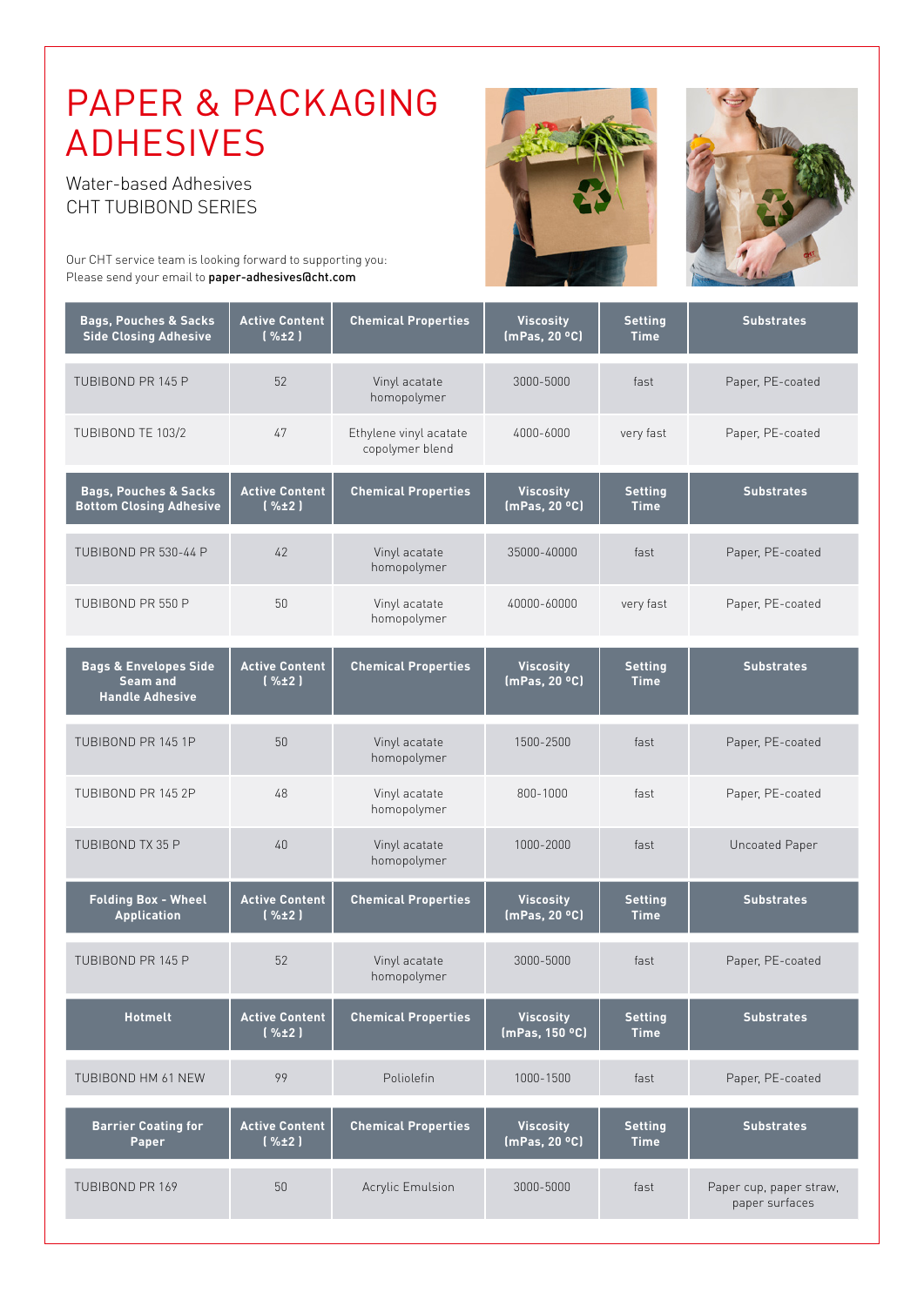# PAPER & PACKAGING ADHESIVES

Water-based Adhesives
CHT TUBIBOND SERIES

Our CHT service team is looking forward to supporting you:
Please send your email to **paper-adhesives@cht.com**

| Bags, Pouches & Sacks Side Closing Adhesive | Active Content ( %±2 ) | Chemical Properties | Viscosity (mPas, 20 °C) | Setting Time | Substrates |
|---|---|---|---|---|---|
| TUBIBOND PR 145 P | 52 | Vinyl acatate homopolymer | 3000-5000 | fast | Paper, PE-coated |
| TUBIBOND TE 103/2 | 47 | Ethylene vinyl acatate copolymer blend | 4000-6000 | very fast | Paper, PE-coated |

| Bags, Pouches & Sacks Bottom Closing Adhesive | Active Content ( %±2 ) | Chemical Properties | Viscosity (mPas, 20 °C) | Setting Time | Substrates |
|---|---|---|---|---|---|
| TUBIBOND PR 530-44 P | 42 | Vinyl acatate homopolymer | 35000-40000 | fast | Paper, PE-coated |
| TUBIBOND PR 550 P | 50 | Vinyl acatate homopolymer | 40000-60000 | very fast | Paper, PE-coated |

| Bags & Envelopes Side Seam and Handle Adhesive | Active Content ( %±2 ) | Chemical Properties | Viscosity (mPas, 20 °C) | Setting Time | Substrates |
|---|---|---|---|---|---|
| TUBIBOND PR 145 1P | 50 | Vinyl acatate homopolymer | 1500-2500 | fast | Paper, PE-coated |
| TUBIBOND PR 145 2P | 48 | Vinyl acatate homopolymer | 800-1000 | fast | Paper, PE-coated |
| TUBIBOND TX 35 P | 40 | Vinyl acatate homopolymer | 1000-2000 | fast | Uncoated Paper |

| Folding Box - Wheel Application | Active Content ( %±2 ) | Chemical Properties | Viscosity (mPas, 20 °C) | Setting Time | Substrates |
|---|---|---|---|---|---|
| TUBIBOND PR 145 P | 52 | Vinyl acatate homopolymer | 3000-5000 | fast | Paper, PE-coated |

| Hotmelt | Active Content ( %±2 ) | Chemical Properties | Viscosity (mPas, 150 °C) | Setting Time | Substrates |
|---|---|---|---|---|---|
| TUBIBOND HM 61 NEW | 99 | Poliolefin | 1000-1500 | fast | Paper, PE-coated |

| Barrier Coating for Paper | Active Content ( %±2 ) | Chemical Properties | Viscosity (mPas, 20 °C) | Setting Time | Substrates |
|---|---|---|---|---|---|
| TUBIBOND PR 169 | 50 | Acrylic Emulsion | 3000-5000 | fast | Paper cup, paper straw, paper surfaces |